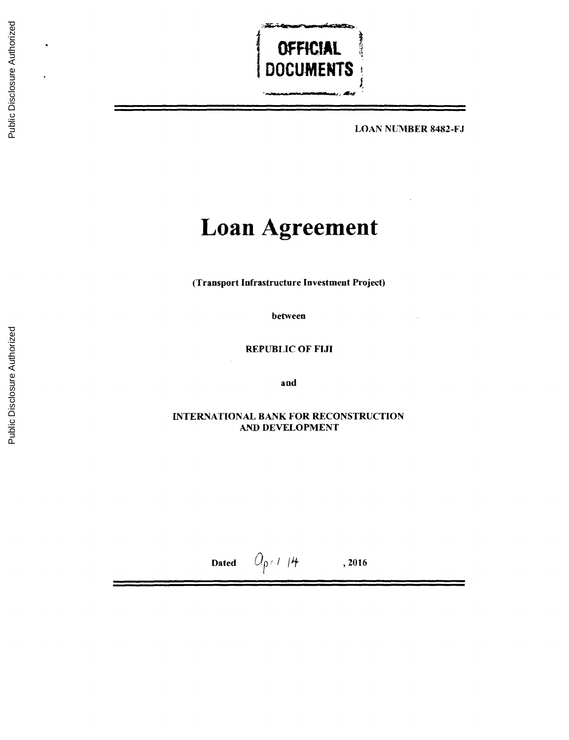OFFICIAL DOCUMENTS

LOAN NUMBER 8482-FJ

# Loan Agreement

**(Transport Infrastructure Investment Project)**

**between**

**REPUBLIC OF FIJI**

**and**

**INTERNATIONAL BANK FOR RECONSTRUCTION AND DEVELOPMENT**

**Dated** April 14 **, 2016**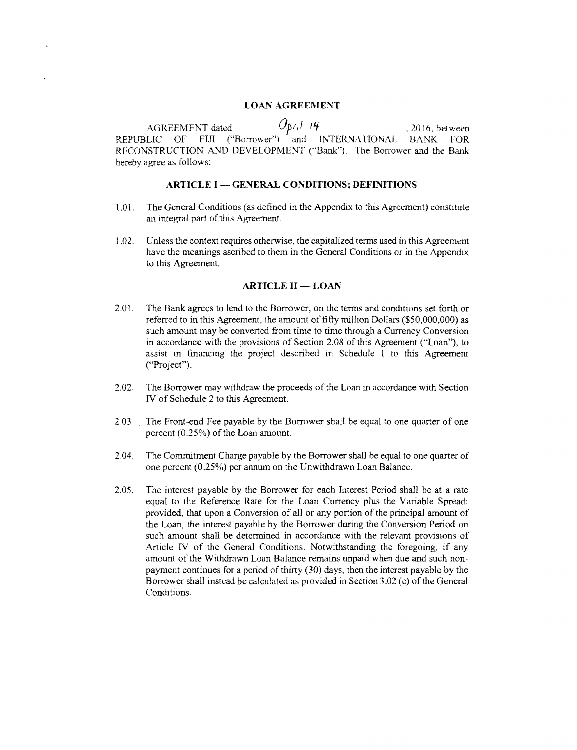# LOAN AGREEMENT

AGREEMENT dated April 14, 2016, between REPUBLIC OF FIJI ("Borrower") and INTERNATIONAL BANK FOR RECONSTRUCTION AND DEVELOPMENT ("Bank"). The Borrower and the Bank hereby agree as follows:

## ARTICLE I — GENERAL CONDITIONS; DEFINITIONS

1.01. The General Conditions (as defined in the Appendix to this Agreement) constitute an integral part of this Agreement.

1.02. Unless the context requires otherwise, the capitalized terms used in this Agreement have the meanings ascribed to them in the General Conditions or in the Appendix to this Agreement.

## ARTICLE II — LOAN

2.01. The Bank agrees to lend to the Borrower, on the terms and conditions set forth or referred to in this Agreement, the amount of fifty million Dollars ($50,000,000) as such amount may be converted from time to time through a Currency Conversion in accordance with the provisions of Section 2.08 of this Agreement ("Loan"), to assist in financing the project described in Schedule 1 to this Agreement ("Project").

2.02. The Borrower may withdraw the proceeds of the Loan in accordance with Section IV of Schedule 2 to this Agreement.

2.03. The Front-end Fee payable by the Borrower shall be equal to one quarter of one percent (0.25%) of the Loan amount.

2.04. The Commitment Charge payable by the Borrower shall be equal to one quarter of one percent (0.25%) per annum on the Unwithdrawn Loan Balance.

2.05. The interest payable by the Borrower for each Interest Period shall be at a rate equal to the Reference Rate for the Loan Currency plus the Variable Spread; provided, that upon a Conversion of all or any portion of the principal amount of the Loan, the interest payable by the Borrower during the Conversion Period on such amount shall be determined in accordance with the relevant provisions of Article IV of the General Conditions. Notwithstanding the foregoing, if any amount of the Withdrawn Loan Balance remains unpaid when due and such non-payment continues for a period of thirty (30) days, then the interest payable by the Borrower shall instead be calculated as provided in Section 3.02 (e) of the General Conditions.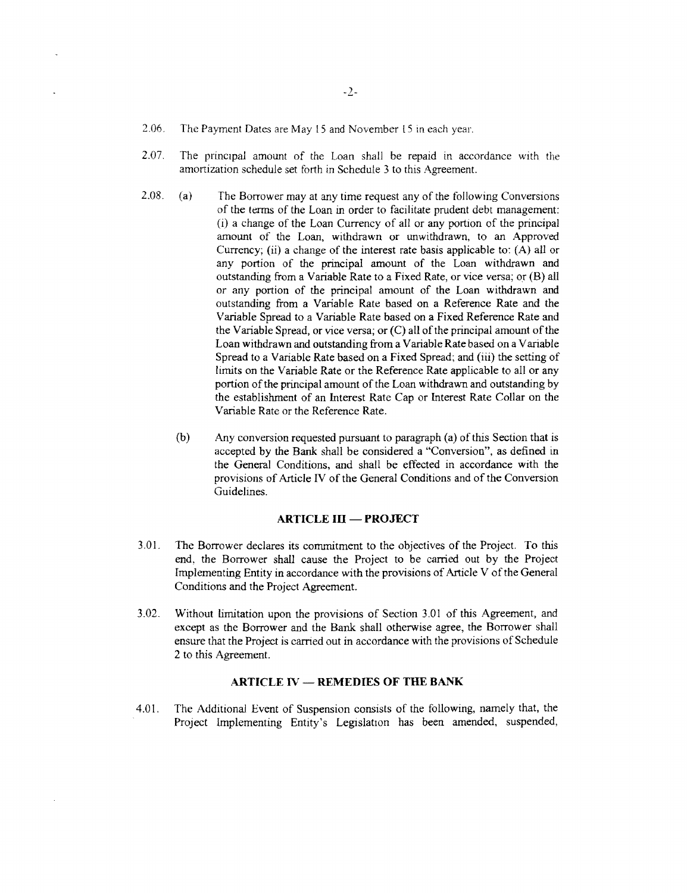2.06. The Payment Dates are May 15 and November 15 in each year.

2.07. The principal amount of the Loan shall be repaid in accordance with the amortization schedule set forth in Schedule 3 to this Agreement.

2.08. (a) The Borrower may at any time request any of the following Conversions of the terms of the Loan in order to facilitate prudent debt management: (i) a change of the Loan Currency of all or any portion of the principal amount of the Loan, withdrawn or unwithdrawn, to an Approved Currency; (ii) a change of the interest rate basis applicable to: (A) all or any portion of the principal amount of the Loan withdrawn and outstanding from a Variable Rate to a Fixed Rate, or vice versa; or (B) all or any portion of the principal amount of the Loan withdrawn and outstanding from a Variable Rate based on a Reference Rate and the Variable Spread to a Variable Rate based on a Fixed Reference Rate and the Variable Spread, or vice versa; or (C) all of the principal amount of the Loan withdrawn and outstanding from a Variable Rate based on a Variable Spread to a Variable Rate based on a Fixed Spread; and (iii) the setting of limits on the Variable Rate or the Reference Rate applicable to all or any portion of the principal amount of the Loan withdrawn and outstanding by the establishment of an Interest Rate Cap or Interest Rate Collar on the Variable Rate or the Reference Rate.

(b) Any conversion requested pursuant to paragraph (a) of this Section that is accepted by the Bank shall be considered a "Conversion", as defined in the General Conditions, and shall be effected in accordance with the provisions of Article IV of the General Conditions and of the Conversion Guidelines.

## ARTICLE III — PROJECT

3.01. The Borrower declares its commitment to the objectives of the Project. To this end, the Borrower shall cause the Project to be carried out by the Project Implementing Entity in accordance with the provisions of Article V of the General Conditions and the Project Agreement.

3.02. Without limitation upon the provisions of Section 3.01 of this Agreement, and except as the Borrower and the Bank shall otherwise agree, the Borrower shall ensure that the Project is carried out in accordance with the provisions of Schedule 2 to this Agreement.

## ARTICLE IV — REMEDIES OF THE BANK

4.01. The Additional Event of Suspension consists of the following, namely that, the Project Implementing Entity's Legislation has been amended, suspended,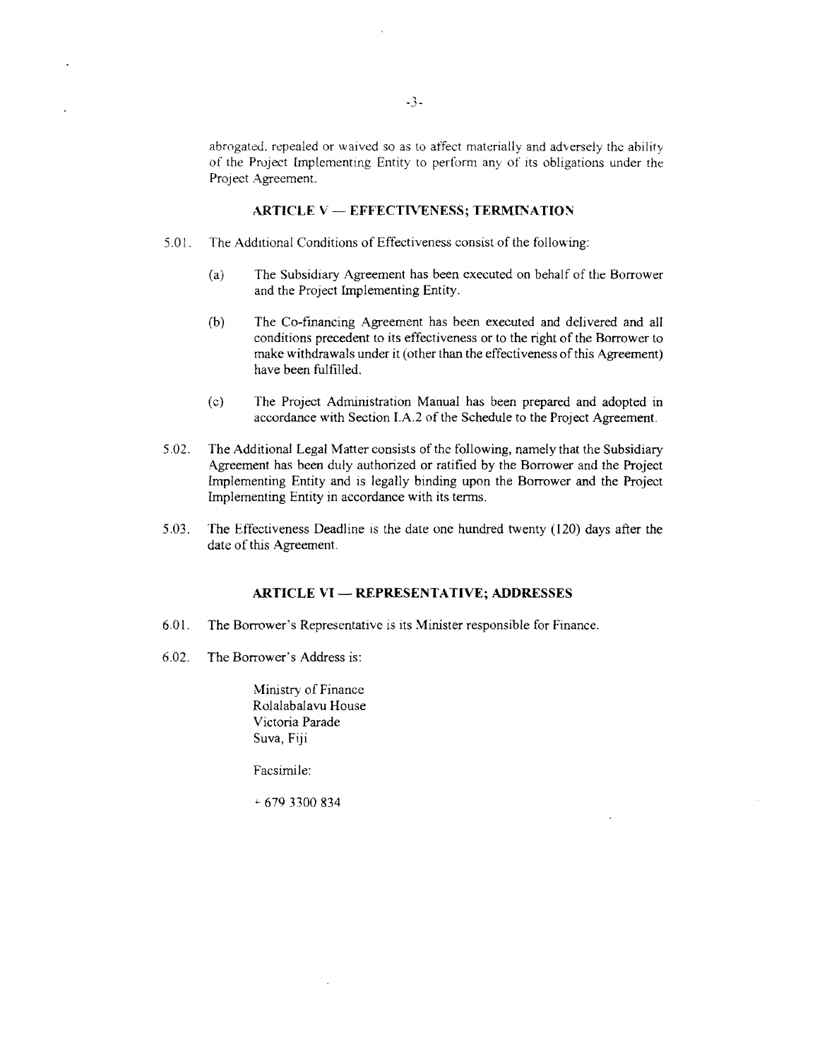abrogated, repealed or waived so as to affect materially and adversely the ability of the Project Implementing Entity to perform any of its obligations under the Project Agreement.

## ARTICLE V — EFFECTIVENESS; TERMINATION

5.01. The Additional Conditions of Effectiveness consist of the following:

(a) The Subsidiary Agreement has been executed on behalf of the Borrower and the Project Implementing Entity.

(b) The Co-financing Agreement has been executed and delivered and all conditions precedent to its effectiveness or to the right of the Borrower to make withdrawals under it (other than the effectiveness of this Agreement) have been fulfilled.

(c) The Project Administration Manual has been prepared and adopted in accordance with Section I.A.2 of the Schedule to the Project Agreement.

5.02. The Additional Legal Matter consists of the following, namely that the Subsidiary Agreement has been duly authorized or ratified by the Borrower and the Project Implementing Entity and is legally binding upon the Borrower and the Project Implementing Entity in accordance with its terms.

5.03. The Effectiveness Deadline is the date one hundred twenty (120) days after the date of this Agreement.

## ARTICLE VI — REPRESENTATIVE; ADDRESSES

6.01. The Borrower's Representative is its Minister responsible for Finance.

6.02. The Borrower's Address is:

Ministry of Finance
Rolalabalavu House
Victoria Parade
Suva, Fiji

Facsimile:

+ 679 3300 834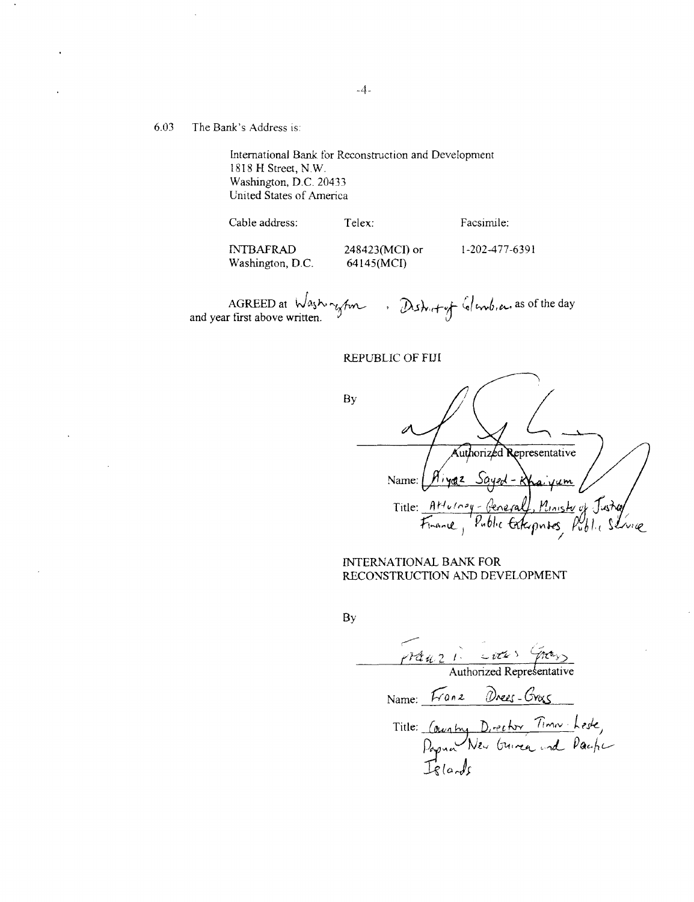6.03 The Bank's Address is:

International Bank for Reconstruction and Development
1818 H Street, N.W.
Washington, D.C. 20433
United States of America

| Cable address: | Telex: | Facsimile: |
|---|---|---|
| INTBAFRAD Washington, D.C. | 248423(MCI) or 64145(MCI) | 1-202-477-6391 |

AGREED at Washington, District of Columbia, as of the day and year first above written.

REPUBLIC OF FIJI

By

Authorized Representative

Name: Aiyaz Sayed-Khaiyum

Title: Attorney-General, Ministry of Justice, Finance, Public Enterprises, Public Service

INTERNATIONAL BANK FOR RECONSTRUCTION AND DEVELOPMENT

By

Authorized Representative

Name: Franz Drees-Gross

Title: Country Director Timor-Leste, Papua New Guinea and Pacific Islands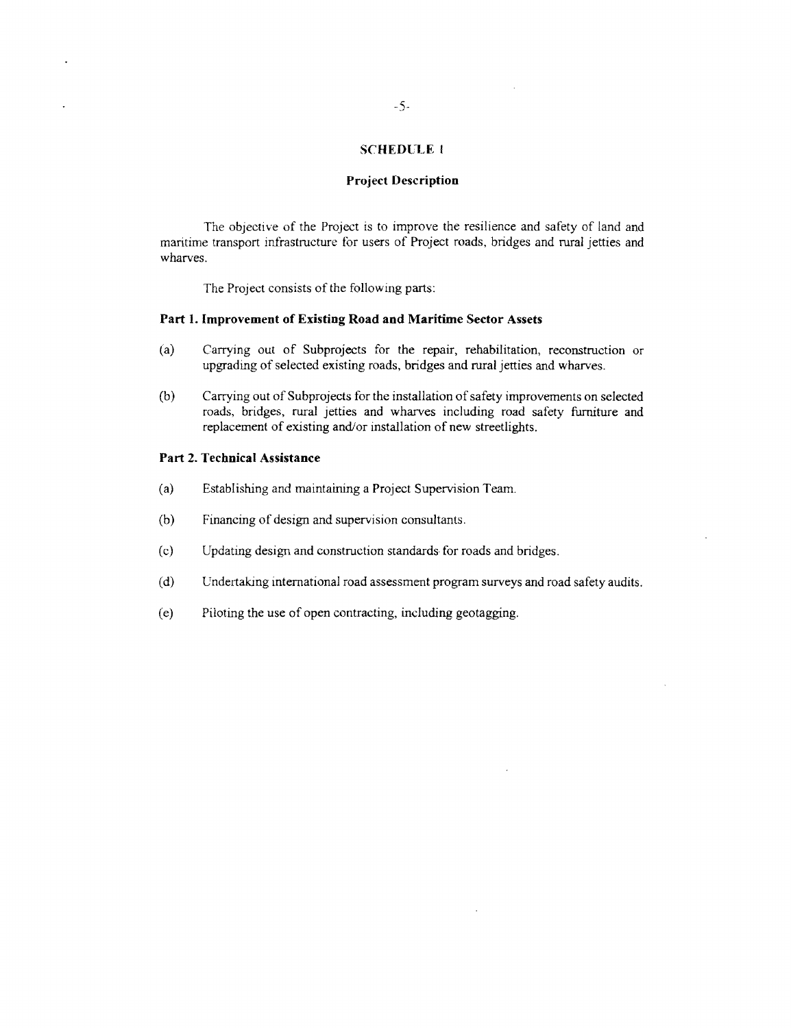## SCHEDULE 1

### Project Description

The objective of the Project is to improve the resilience and safety of land and maritime transport infrastructure for users of Project roads, bridges and rural jetties and wharves.

The Project consists of the following parts:

**Part 1. Improvement of Existing Road and Maritime Sector Assets**

(a) Carrying out of Subprojects for the repair, rehabilitation, reconstruction or upgrading of selected existing roads, bridges and rural jetties and wharves.

(b) Carrying out of Subprojects for the installation of safety improvements on selected roads, bridges, rural jetties and wharves including road safety furniture and replacement of existing and/or installation of new streetlights.

**Part 2. Technical Assistance**

(a) Establishing and maintaining a Project Supervision Team.

(b) Financing of design and supervision consultants.

(c) Updating design and construction standards for roads and bridges.

(d) Undertaking international road assessment program surveys and road safety audits.

(e) Piloting the use of open contracting, including geotagging.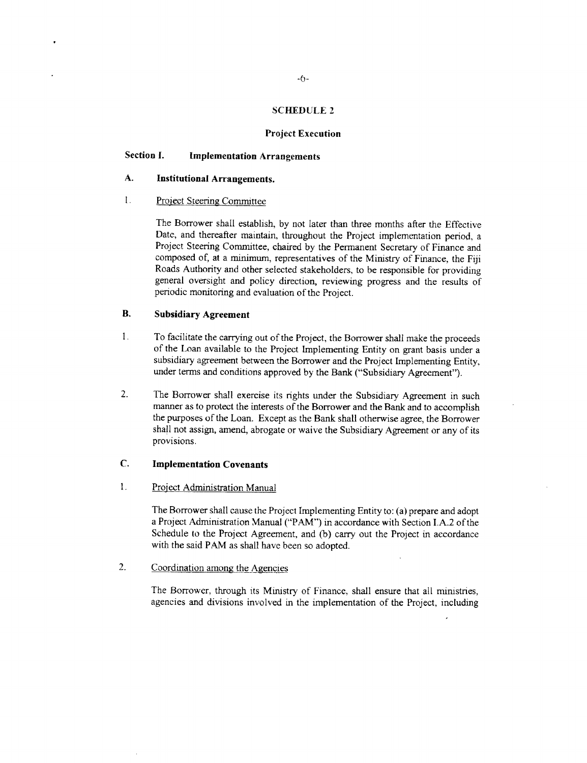## SCHEDULE 2

### Project Execution

**Section I. Implementation Arrangements**

**A. Institutional Arrangements.**

1. Project Steering Committee

The Borrower shall establish, by not later than three months after the Effective Date, and thereafter maintain, throughout the Project implementation period, a Project Steering Committee, chaired by the Permanent Secretary of Finance and composed of, at a minimum, representatives of the Ministry of Finance, the Fiji Roads Authority and other selected stakeholders, to be responsible for providing general oversight and policy direction, reviewing progress and the results of periodic monitoring and evaluation of the Project.

**B. Subsidiary Agreement**

1. To facilitate the carrying out of the Project, the Borrower shall make the proceeds of the Loan available to the Project Implementing Entity on grant basis under a subsidiary agreement between the Borrower and the Project Implementing Entity, under terms and conditions approved by the Bank ("Subsidiary Agreement").

2. The Borrower shall exercise its rights under the Subsidiary Agreement in such manner as to protect the interests of the Borrower and the Bank and to accomplish the purposes of the Loan. Except as the Bank shall otherwise agree, the Borrower shall not assign, amend, abrogate or waive the Subsidiary Agreement or any of its provisions.

**C. Implementation Covenants**

1. Project Administration Manual

The Borrower shall cause the Project Implementing Entity to: (a) prepare and adopt a Project Administration Manual ("PAM") in accordance with Section I.A.2 of the Schedule to the Project Agreement, and (b) carry out the Project in accordance with the said PAM as shall have been so adopted.

2. Coordination among the Agencies

The Borrower, through its Ministry of Finance, shall ensure that all ministries, agencies and divisions involved in the implementation of the Project, including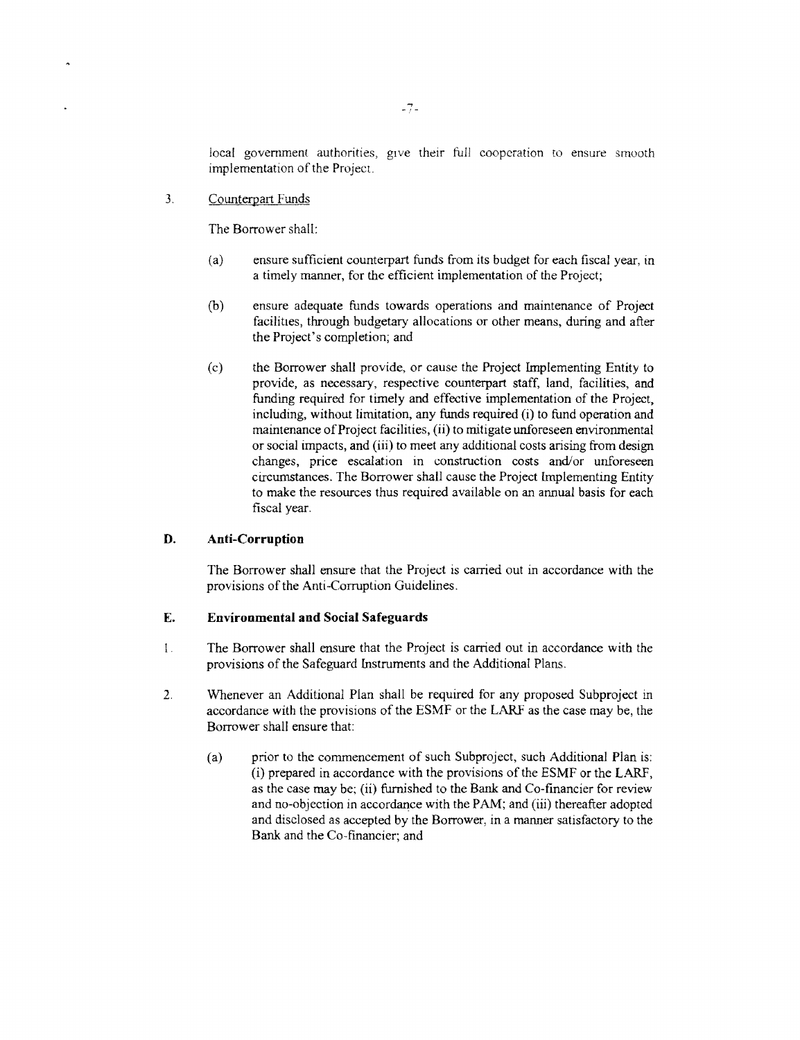local government authorities, give their full cooperation to ensure smooth implementation of the Project.

3. Counterpart Funds

The Borrower shall:

(a) ensure sufficient counterpart funds from its budget for each fiscal year, in a timely manner, for the efficient implementation of the Project;

(b) ensure adequate funds towards operations and maintenance of Project facilities, through budgetary allocations or other means, during and after the Project's completion; and

(c) the Borrower shall provide, or cause the Project Implementing Entity to provide, as necessary, respective counterpart staff, land, facilities, and funding required for timely and effective implementation of the Project, including, without limitation, any funds required (i) to fund operation and maintenance of Project facilities, (ii) to mitigate unforeseen environmental or social impacts, and (iii) to meet any additional costs arising from design changes, price escalation in construction costs and/or unforeseen circumstances. The Borrower shall cause the Project Implementing Entity to make the resources thus required available on an annual basis for each fiscal year.

## D. Anti-Corruption

The Borrower shall ensure that the Project is carried out in accordance with the provisions of the Anti-Corruption Guidelines.

## E. Environmental and Social Safeguards

1. The Borrower shall ensure that the Project is carried out in accordance with the provisions of the Safeguard Instruments and the Additional Plans.

2. Whenever an Additional Plan shall be required for any proposed Subproject in accordance with the provisions of the ESMF or the LARF as the case may be, the Borrower shall ensure that:

   (a) prior to the commencement of such Subproject, such Additional Plan is: (i) prepared in accordance with the provisions of the ESMF or the LARF, as the case may be; (ii) furnished to the Bank and Co-financier for review and no-objection in accordance with the PAM; and (iii) thereafter adopted and disclosed as accepted by the Borrower, in a manner satisfactory to the Bank and the Co-financier; and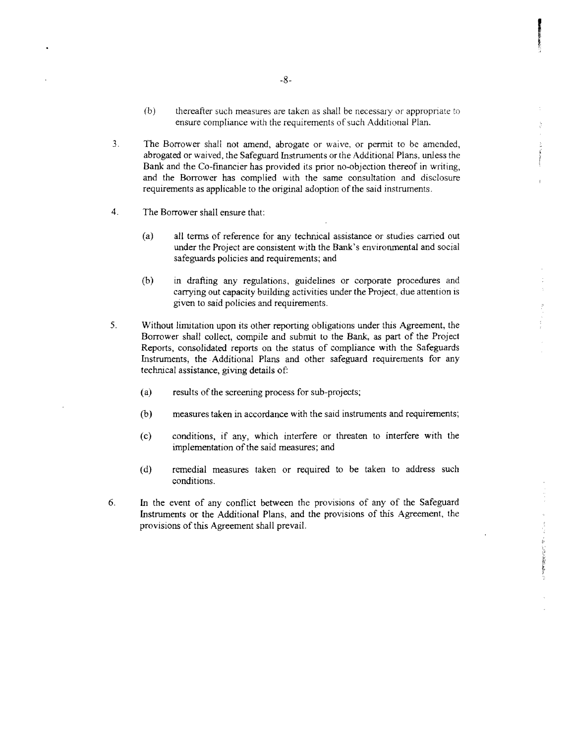(b) thereafter such measures are taken as shall be necessary or appropriate to ensure compliance with the requirements of such Additional Plan.

3. The Borrower shall not amend, abrogate or waive, or permit to be amended, abrogated or waived, the Safeguard Instruments or the Additional Plans, unless the Bank and the Co-financier has provided its prior no-objection thereof in writing, and the Borrower has complied with the same consultation and disclosure requirements as applicable to the original adoption of the said instruments.

4. The Borrower shall ensure that:

   (a) all terms of reference for any technical assistance or studies carried out under the Project are consistent with the Bank's environmental and social safeguards policies and requirements; and

   (b) in drafting any regulations, guidelines or corporate procedures and carrying out capacity building activities under the Project, due attention is given to said policies and requirements.

5. Without limitation upon its other reporting obligations under this Agreement, the Borrower shall collect, compile and submit to the Bank, as part of the Project Reports, consolidated reports on the status of compliance with the Safeguards Instruments, the Additional Plans and other safeguard requirements for any technical assistance, giving details of:

   (a) results of the screening process for sub-projects;

   (b) measures taken in accordance with the said instruments and requirements;

   (c) conditions, if any, which interfere or threaten to interfere with the implementation of the said measures; and

   (d) remedial measures taken or required to be taken to address such conditions.

6. In the event of any conflict between the provisions of any of the Safeguard Instruments or the Additional Plans, and the provisions of this Agreement, the provisions of this Agreement shall prevail.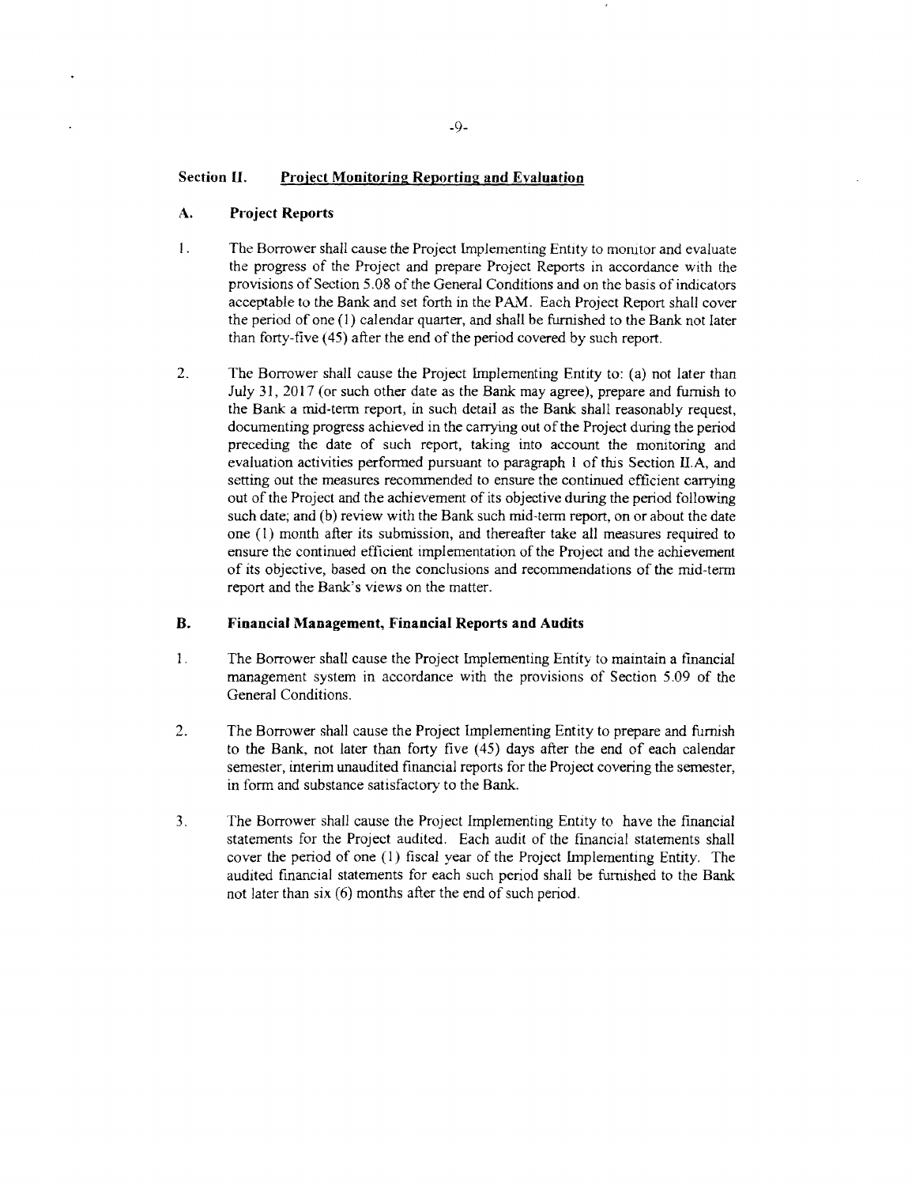## Section II. Project Monitoring Reporting and Evaluation

### A. Project Reports

1. The Borrower shall cause the Project Implementing Entity to monitor and evaluate the progress of the Project and prepare Project Reports in accordance with the provisions of Section 5.08 of the General Conditions and on the basis of indicators acceptable to the Bank and set forth in the PAM. Each Project Report shall cover the period of one (1) calendar quarter, and shall be furnished to the Bank not later than forty-five (45) after the end of the period covered by such report.

2. The Borrower shall cause the Project Implementing Entity to: (a) not later than July 31, 2017 (or such other date as the Bank may agree), prepare and furnish to the Bank a mid-term report, in such detail as the Bank shall reasonably request, documenting progress achieved in the carrying out of the Project during the period preceding the date of such report, taking into account the monitoring and evaluation activities performed pursuant to paragraph 1 of this Section II.A, and setting out the measures recommended to ensure the continued efficient carrying out of the Project and the achievement of its objective during the period following such date; and (b) review with the Bank such mid-term report, on or about the date one (1) month after its submission, and thereafter take all measures required to ensure the continued efficient implementation of the Project and the achievement of its objective, based on the conclusions and recommendations of the mid-term report and the Bank's views on the matter.

### B. Financial Management, Financial Reports and Audits

1. The Borrower shall cause the Project Implementing Entity to maintain a financial management system in accordance with the provisions of Section 5.09 of the General Conditions.

2. The Borrower shall cause the Project Implementing Entity to prepare and furnish to the Bank, not later than forty five (45) days after the end of each calendar semester, interim unaudited financial reports for the Project covering the semester, in form and substance satisfactory to the Bank.

3. The Borrower shall cause the Project Implementing Entity to have the financial statements for the Project audited. Each audit of the financial statements shall cover the period of one (1) fiscal year of the Project Implementing Entity. The audited financial statements for each such period shall be furnished to the Bank not later than six (6) months after the end of such period.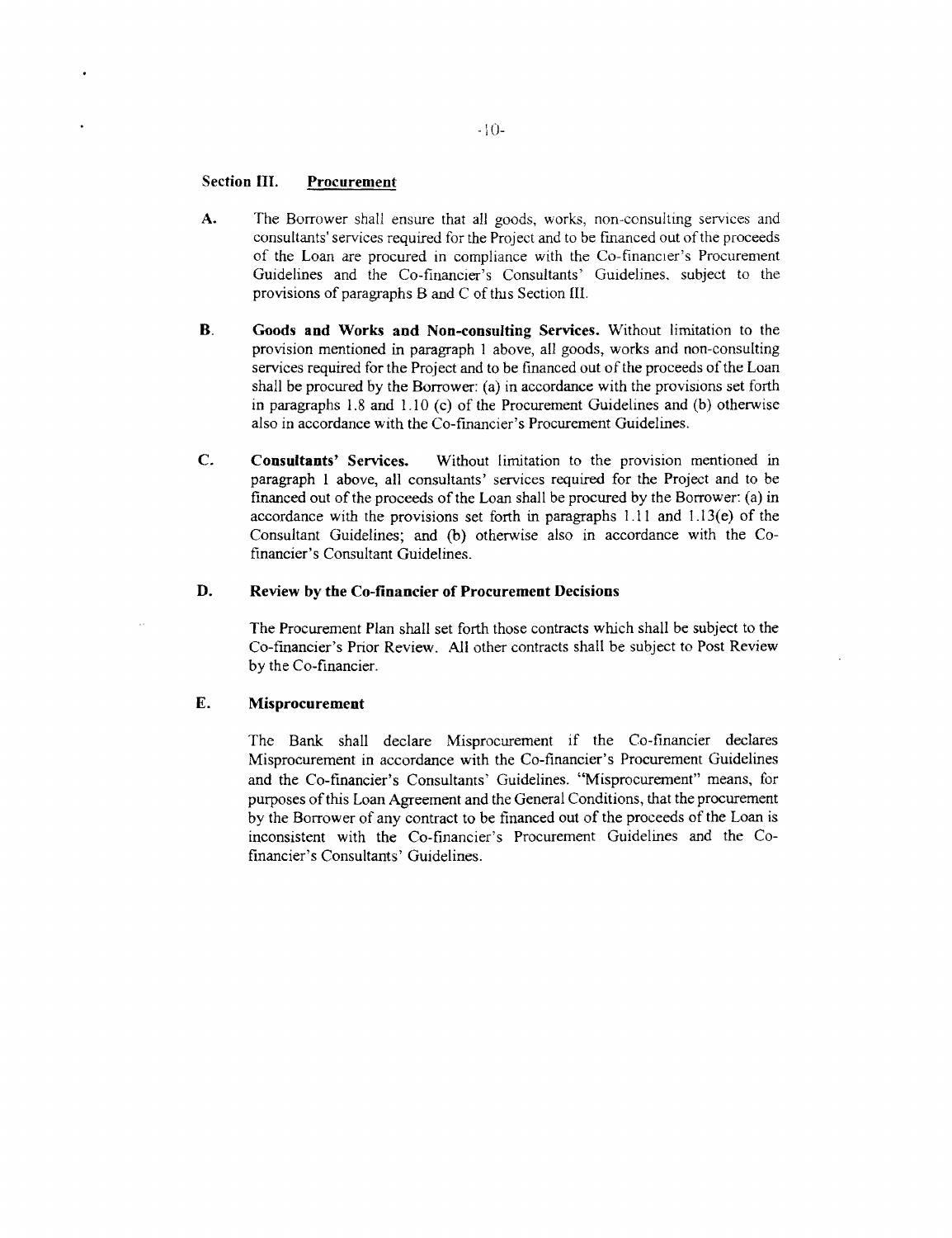## Section III. Procurement

**A.** The Borrower shall ensure that all goods, works, non-consulting services and consultants' services required for the Project and to be financed out of the proceeds of the Loan are procured in compliance with the Co-financier's Procurement Guidelines and the Co-financier's Consultants' Guidelines, subject to the provisions of paragraphs B and C of this Section III.

**B. Goods and Works and Non-consulting Services.** Without limitation to the provision mentioned in paragraph 1 above, all goods, works and non-consulting services required for the Project and to be financed out of the proceeds of the Loan shall be procured by the Borrower: (a) in accordance with the provisions set forth in paragraphs 1.8 and 1.10 (c) of the Procurement Guidelines and (b) otherwise also in accordance with the Co-financier's Procurement Guidelines.

**C. Consultants' Services.** Without limitation to the provision mentioned in paragraph 1 above, all consultants' services required for the Project and to be financed out of the proceeds of the Loan shall be procured by the Borrower: (a) in accordance with the provisions set forth in paragraphs 1.11 and 1.13(e) of the Consultant Guidelines; and (b) otherwise also in accordance with the Co-financier's Consultant Guidelines.

**D. Review by the Co-financier of Procurement Decisions**

The Procurement Plan shall set forth those contracts which shall be subject to the Co-financier's Prior Review. All other contracts shall be subject to Post Review by the Co-financier.

**E. Misprocurement**

The Bank shall declare Misprocurement if the Co-financier declares Misprocurement in accordance with the Co-financier's Procurement Guidelines and the Co-financier's Consultants' Guidelines. "Misprocurement" means, for purposes of this Loan Agreement and the General Conditions, that the procurement by the Borrower of any contract to be financed out of the proceeds of the Loan is inconsistent with the Co-financier's Procurement Guidelines and the Co-financier's Consultants' Guidelines.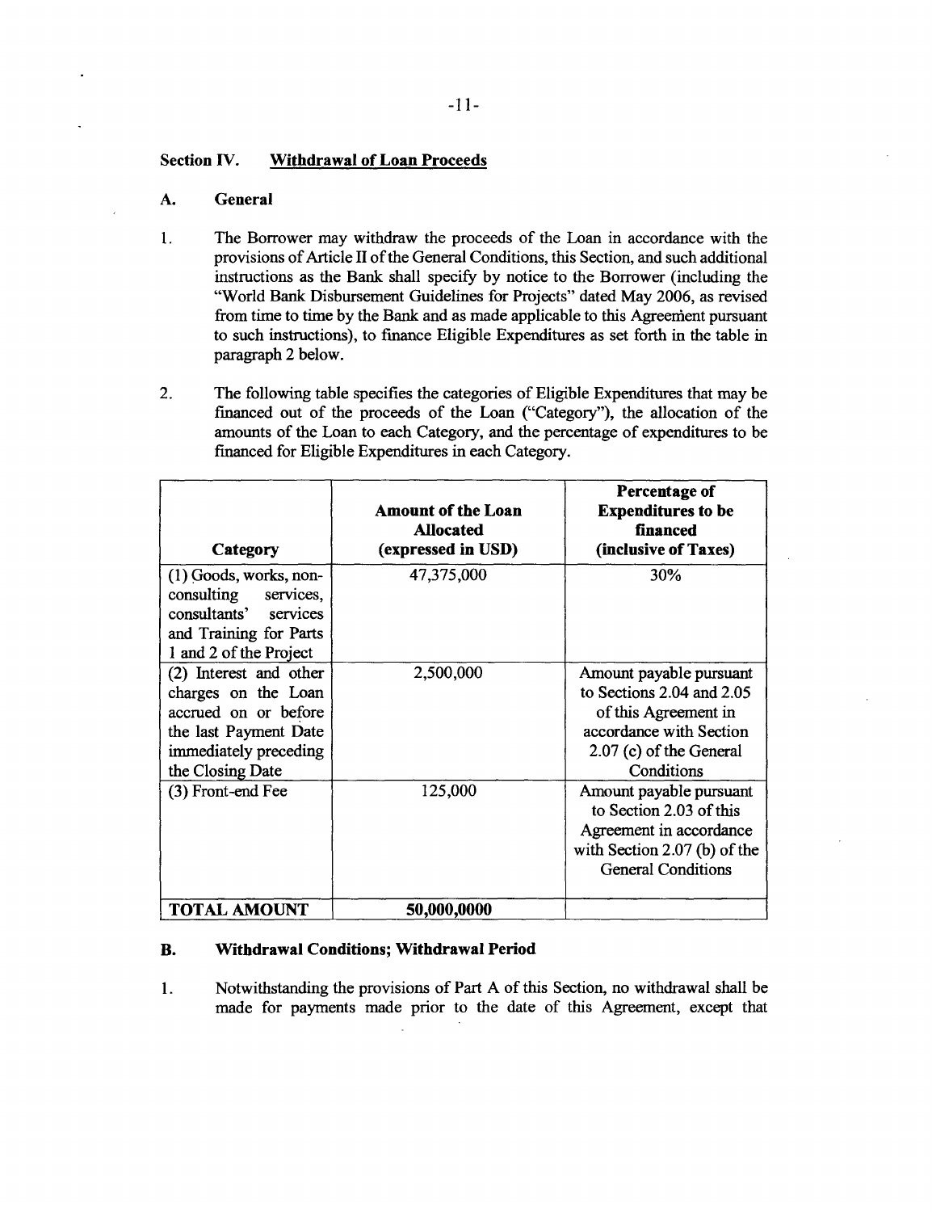### Section IV. Withdrawal of Loan Proceeds

#### A. General

1. The Borrower may withdraw the proceeds of the Loan in accordance with the provisions of Article II of the General Conditions, this Section, and such additional instructions as the Bank shall specify by notice to the Borrower (including the "World Bank Disbursement Guidelines for Projects" dated May 2006, as revised from time to time by the Bank and as made applicable to this Agreement pursuant to such instructions), to finance Eligible Expenditures as set forth in the table in paragraph 2 below.

2. The following table specifies the categories of Eligible Expenditures that may be financed out of the proceeds of the Loan ("Category"), the allocation of the amounts of the Loan to each Category, and the percentage of expenditures to be financed for Eligible Expenditures in each Category.

| Category | Amount of the Loan Allocated (expressed in USD) | Percentage of Expenditures to be financed (inclusive of Taxes) |
|---|---|---|
| (1) Goods, works, non-consulting services, consultants' services and Training for Parts 1 and 2 of the Project | 47,375,000 | 30% |
| (2) Interest and other charges on the Loan accrued on or before the last Payment Date immediately preceding the Closing Date | 2,500,000 | Amount payable pursuant to Sections 2.04 and 2.05 of this Agreement in accordance with Section 2.07 (c) of the General Conditions |
| (3) Front-end Fee | 125,000 | Amount payable pursuant to Section 2.03 of this Agreement in accordance with Section 2.07 (b) of the General Conditions |
| **TOTAL AMOUNT** | **50,000,0000** | |

#### B. Withdrawal Conditions; Withdrawal Period

1. Notwithstanding the provisions of Part A of this Section, no withdrawal shall be made for payments made prior to the date of this Agreement, except that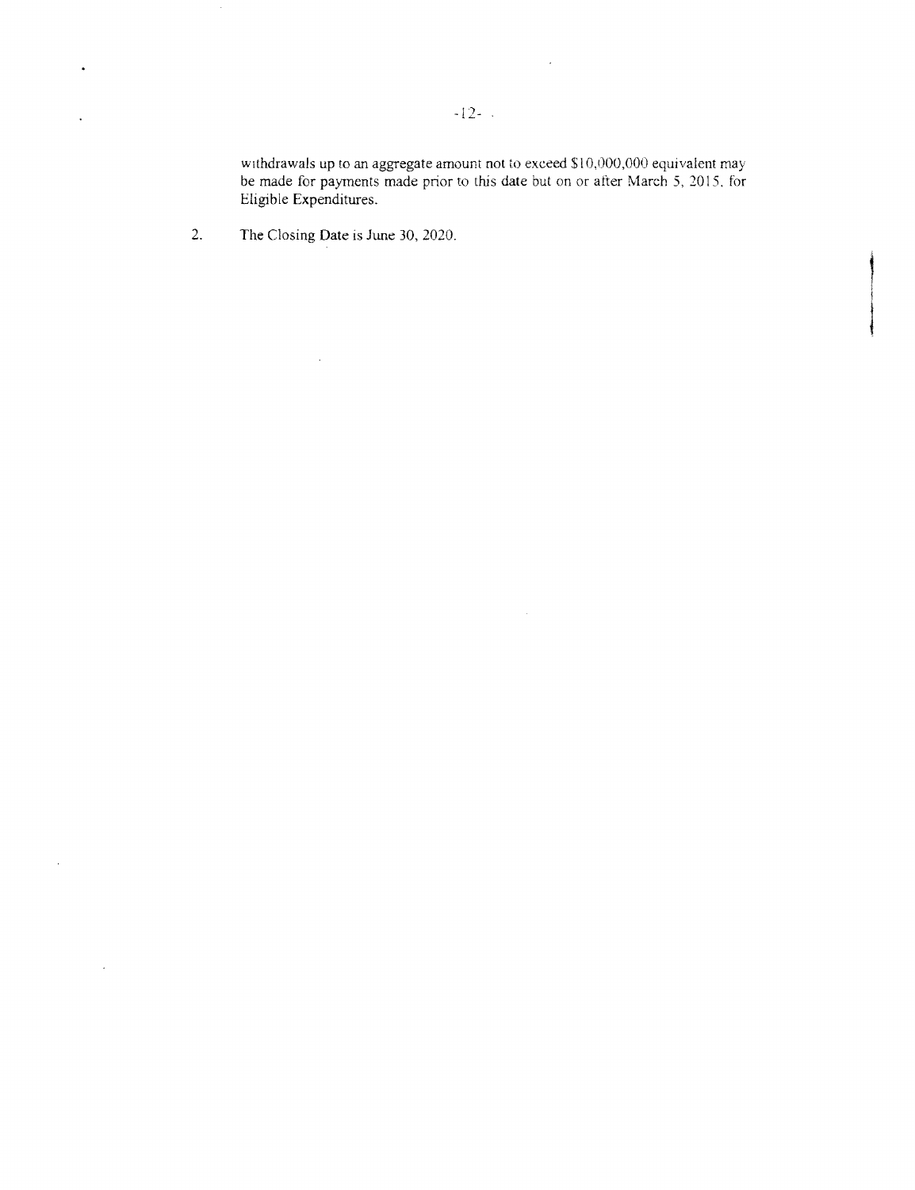withdrawals up to an aggregate amount not to exceed $10,000,000 equivalent may be made for payments made prior to this date but on or after March 5, 2015, for Eligible Expenditures.

2. The Closing Date is June 30, 2020.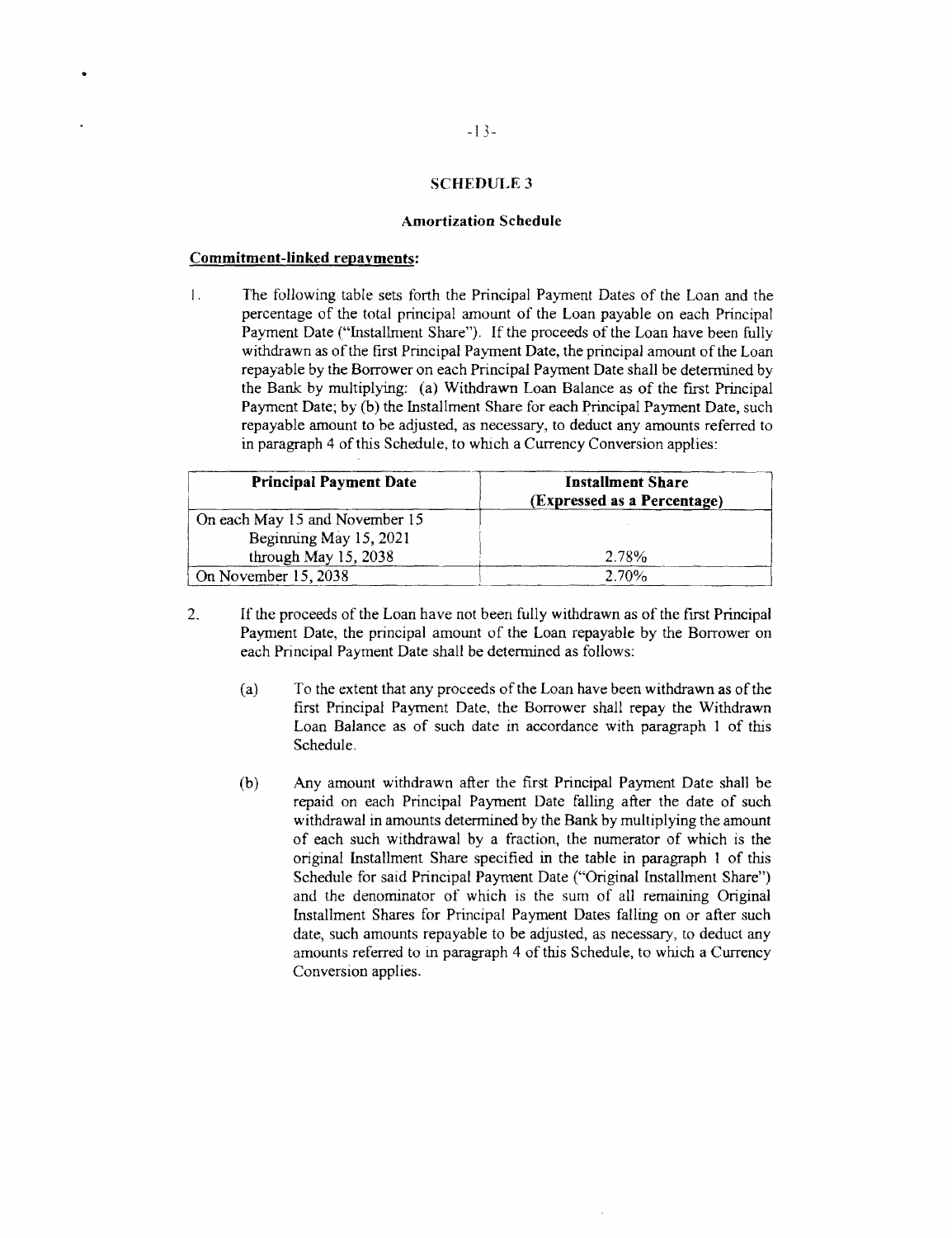## SCHEDULE 3

### Amortization Schedule

**Commitment-linked repayments:**

1. The following table sets forth the Principal Payment Dates of the Loan and the percentage of the total principal amount of the Loan payable on each Principal Payment Date ("Installment Share"). If the proceeds of the Loan have been fully withdrawn as of the first Principal Payment Date, the principal amount of the Loan repayable by the Borrower on each Principal Payment Date shall be determined by the Bank by multiplying: (a) Withdrawn Loan Balance as of the first Principal Payment Date; by (b) the Installment Share for each Principal Payment Date, such repayable amount to be adjusted, as necessary, to deduct any amounts referred to in paragraph 4 of this Schedule, to which a Currency Conversion applies:

| Principal Payment Date | Installment Share (Expressed as a Percentage) |
|---|---|
| On each May 15 and November 15 Beginning May 15, 2021 through May 15, 2038 | 2.78% |
| On November 15, 2038 | 2.70% |

2. If the proceeds of the Loan have not been fully withdrawn as of the first Principal Payment Date, the principal amount of the Loan repayable by the Borrower on each Principal Payment Date shall be determined as follows:

   (a) To the extent that any proceeds of the Loan have been withdrawn as of the first Principal Payment Date, the Borrower shall repay the Withdrawn Loan Balance as of such date in accordance with paragraph 1 of this Schedule.

   (b) Any amount withdrawn after the first Principal Payment Date shall be repaid on each Principal Payment Date falling after the date of such withdrawal in amounts determined by the Bank by multiplying the amount of each such withdrawal by a fraction, the numerator of which is the original Installment Share specified in the table in paragraph 1 of this Schedule for said Principal Payment Date ("Original Installment Share") and the denominator of which is the sum of all remaining Original Installment Shares for Principal Payment Dates falling on or after such date, such amounts repayable to be adjusted, as necessary, to deduct any amounts referred to in paragraph 4 of this Schedule, to which a Currency Conversion applies.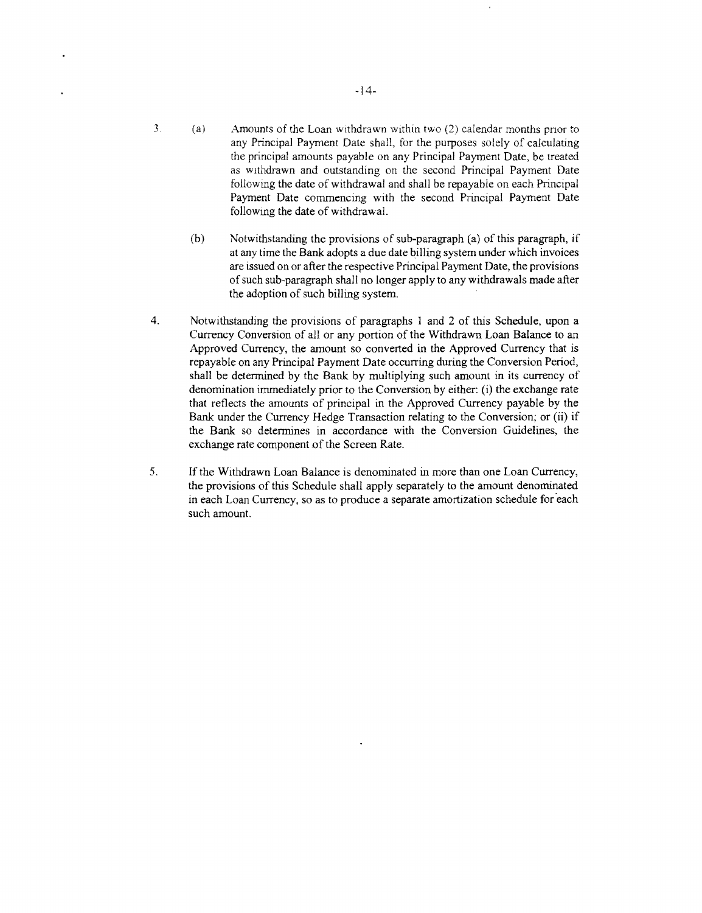3. (a) Amounts of the Loan withdrawn within two (2) calendar months prior to any Principal Payment Date shall, for the purposes solely of calculating the principal amounts payable on any Principal Payment Date, be treated as withdrawn and outstanding on the second Principal Payment Date following the date of withdrawal and shall be repayable on each Principal Payment Date commencing with the second Principal Payment Date following the date of withdrawal.

   (b) Notwithstanding the provisions of sub-paragraph (a) of this paragraph, if at any time the Bank adopts a due date billing system under which invoices are issued on or after the respective Principal Payment Date, the provisions of such sub-paragraph shall no longer apply to any withdrawals made after the adoption of such billing system.

4. Notwithstanding the provisions of paragraphs 1 and 2 of this Schedule, upon a Currency Conversion of all or any portion of the Withdrawn Loan Balance to an Approved Currency, the amount so converted in the Approved Currency that is repayable on any Principal Payment Date occurring during the Conversion Period, shall be determined by the Bank by multiplying such amount in its currency of denomination immediately prior to the Conversion by either: (i) the exchange rate that reflects the amounts of principal in the Approved Currency payable by the Bank under the Currency Hedge Transaction relating to the Conversion; or (ii) if the Bank so determines in accordance with the Conversion Guidelines, the exchange rate component of the Screen Rate.

5. If the Withdrawn Loan Balance is denominated in more than one Loan Currency, the provisions of this Schedule shall apply separately to the amount denominated in each Loan Currency, so as to produce a separate amortization schedule for each such amount.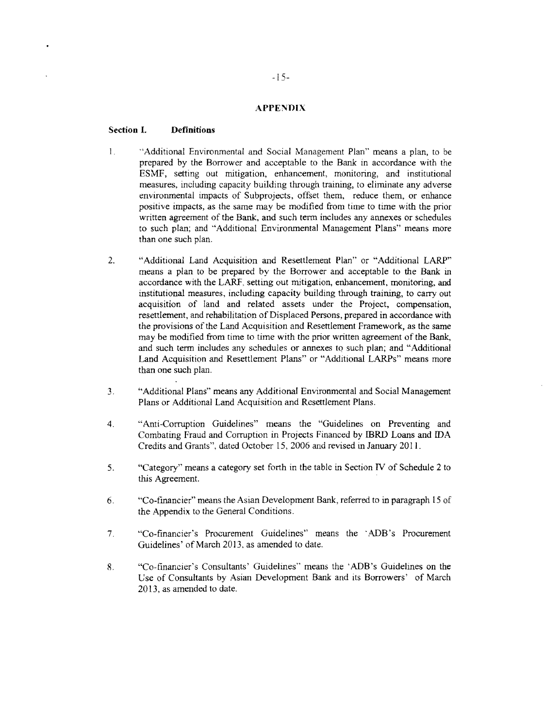## APPENDIX

### Section I. Definitions

1. "Additional Environmental and Social Management Plan" means a plan, to be prepared by the Borrower and acceptable to the Bank in accordance with the ESMF, setting out mitigation, enhancement, monitoring, and institutional measures, including capacity building through training, to eliminate any adverse environmental impacts of Subprojects, offset them, reduce them, or enhance positive impacts, as the same may be modified from time to time with the prior written agreement of the Bank, and such term includes any annexes or schedules to such plan; and "Additional Environmental Management Plans" means more than one such plan.

2. "Additional Land Acquisition and Resettlement Plan" or "Additional LARP" means a plan to be prepared by the Borrower and acceptable to the Bank in accordance with the LARF, setting out mitigation, enhancement, monitoring, and institutional measures, including capacity building through training, to carry out acquisition of land and related assets under the Project, compensation, resettlement, and rehabilitation of Displaced Persons, prepared in accordance with the provisions of the Land Acquisition and Resettlement Framework, as the same may be modified from time to time with the prior written agreement of the Bank, and such term includes any schedules or annexes to such plan; and "Additional Land Acquisition and Resettlement Plans" or "Additional LARPs" means more than one such plan.

3. "Additional Plans" means any Additional Environmental and Social Management Plans or Additional Land Acquisition and Resettlement Plans.

4. "Anti-Corruption Guidelines" means the "Guidelines on Preventing and Combating Fraud and Corruption in Projects Financed by IBRD Loans and IDA Credits and Grants", dated October 15, 2006 and revised in January 2011.

5. "Category" means a category set forth in the table in Section IV of Schedule 2 to this Agreement.

6. "Co-financier" means the Asian Development Bank, referred to in paragraph 15 of the Appendix to the General Conditions.

7. "Co-financier's Procurement Guidelines" means the 'ADB's Procurement Guidelines' of March 2013, as amended to date.

8. "Co-financier's Consultants' Guidelines" means the 'ADB's Guidelines on the Use of Consultants by Asian Development Bank and its Borrowers' of March 2013, as amended to date.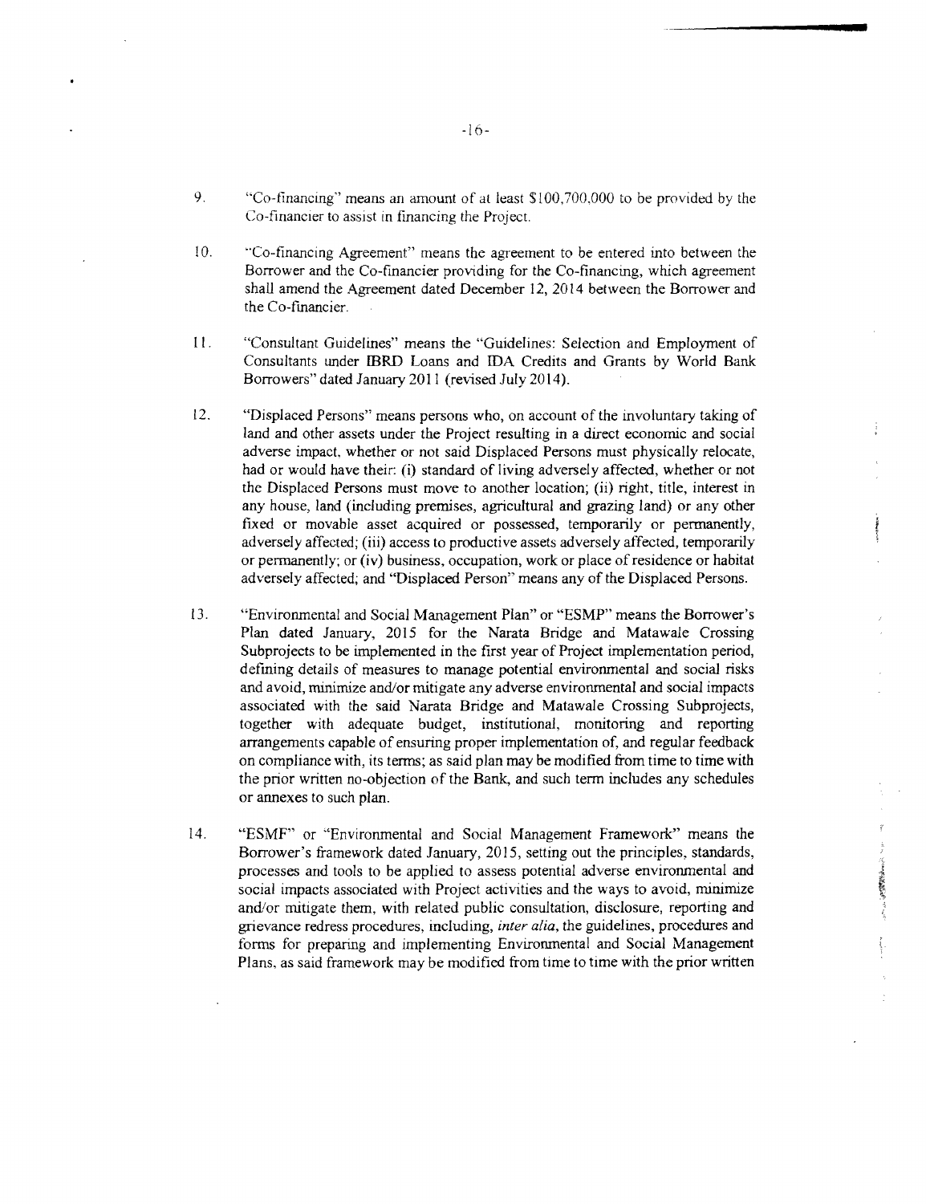9. "Co-financing" means an amount of at least $100,700,000 to be provided by the Co-financier to assist in financing the Project.

10. "Co-financing Agreement" means the agreement to be entered into between the Borrower and the Co-financier providing for the Co-financing, which agreement shall amend the Agreement dated December 12, 2014 between the Borrower and the Co-financier.

11. "Consultant Guidelines" means the "Guidelines: Selection and Employment of Consultants under IBRD Loans and IDA Credits and Grants by World Bank Borrowers" dated January 2011 (revised July 2014).

12. "Displaced Persons" means persons who, on account of the involuntary taking of land and other assets under the Project resulting in a direct economic and social adverse impact, whether or not said Displaced Persons must physically relocate, had or would have their: (i) standard of living adversely affected, whether or not the Displaced Persons must move to another location; (ii) right, title, interest in any house, land (including premises, agricultural and grazing land) or any other fixed or movable asset acquired or possessed, temporarily or permanently, adversely affected; (iii) access to productive assets adversely affected, temporarily or permanently; or (iv) business, occupation, work or place of residence or habitat adversely affected; and "Displaced Person" means any of the Displaced Persons.

13. "Environmental and Social Management Plan" or "ESMP" means the Borrower's Plan dated January, 2015 for the Narata Bridge and Matawale Crossing Subprojects to be implemented in the first year of Project implementation period, defining details of measures to manage potential environmental and social risks and avoid, minimize and/or mitigate any adverse environmental and social impacts associated with the said Narata Bridge and Matawale Crossing Subprojects, together with adequate budget, institutional, monitoring and reporting arrangements capable of ensuring proper implementation of, and regular feedback on compliance with, its terms; as said plan may be modified from time to time with the prior written no-objection of the Bank, and such term includes any schedules or annexes to such plan.

14. "ESMF" or "Environmental and Social Management Framework" means the Borrower's framework dated January, 2015, setting out the principles, standards, processes and tools to be applied to assess potential adverse environmental and social impacts associated with Project activities and the ways to avoid, minimize and/or mitigate them, with related public consultation, disclosure, reporting and grievance redress procedures, including, *inter alia*, the guidelines, procedures and forms for preparing and implementing Environmental and Social Management Plans, as said framework may be modified from time to time with the prior written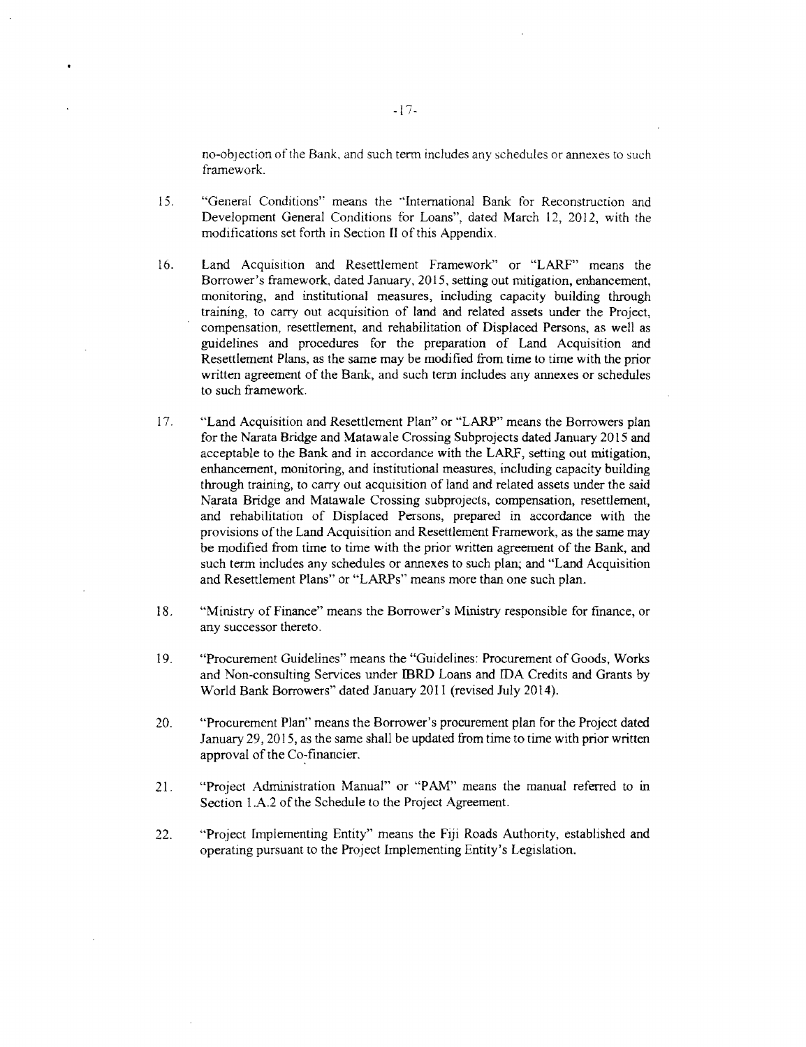no-objection of the Bank, and such term includes any schedules or annexes to such framework.

15. "General Conditions" means the "International Bank for Reconstruction and Development General Conditions for Loans", dated March 12, 2012, with the modifications set forth in Section II of this Appendix.

16. Land Acquisition and Resettlement Framework" or "LARF" means the Borrower's framework, dated January, 2015, setting out mitigation, enhancement, monitoring, and institutional measures, including capacity building through training, to carry out acquisition of land and related assets under the Project, compensation, resettlement, and rehabilitation of Displaced Persons, as well as guidelines and procedures for the preparation of Land Acquisition and Resettlement Plans, as the same may be modified from time to time with the prior written agreement of the Bank, and such term includes any annexes or schedules to such framework.

17. "Land Acquisition and Resettlement Plan" or "LARP" means the Borrowers plan for the Narata Bridge and Matawale Crossing Subprojects dated January 2015 and acceptable to the Bank and in accordance with the LARF, setting out mitigation, enhancement, monitoring, and institutional measures, including capacity building through training, to carry out acquisition of land and related assets under the said Narata Bridge and Matawale Crossing subprojects, compensation, resettlement, and rehabilitation of Displaced Persons, prepared in accordance with the provisions of the Land Acquisition and Resettlement Framework, as the same may be modified from time to time with the prior written agreement of the Bank, and such term includes any schedules or annexes to such plan; and "Land Acquisition and Resettlement Plans" or "LARPs" means more than one such plan.

18. "Ministry of Finance" means the Borrower's Ministry responsible for finance, or any successor thereto.

19. "Procurement Guidelines" means the "Guidelines: Procurement of Goods, Works and Non-consulting Services under IBRD Loans and IDA Credits and Grants by World Bank Borrowers" dated January 2011 (revised July 2014).

20. "Procurement Plan" means the Borrower's procurement plan for the Project dated January 29, 2015, as the same shall be updated from time to time with prior written approval of the Co-financier.

21. "Project Administration Manual" or "PAM" means the manual referred to in Section 1.A.2 of the Schedule to the Project Agreement.

22. "Project Implementing Entity" means the Fiji Roads Authority, established and operating pursuant to the Project Implementing Entity's Legislation.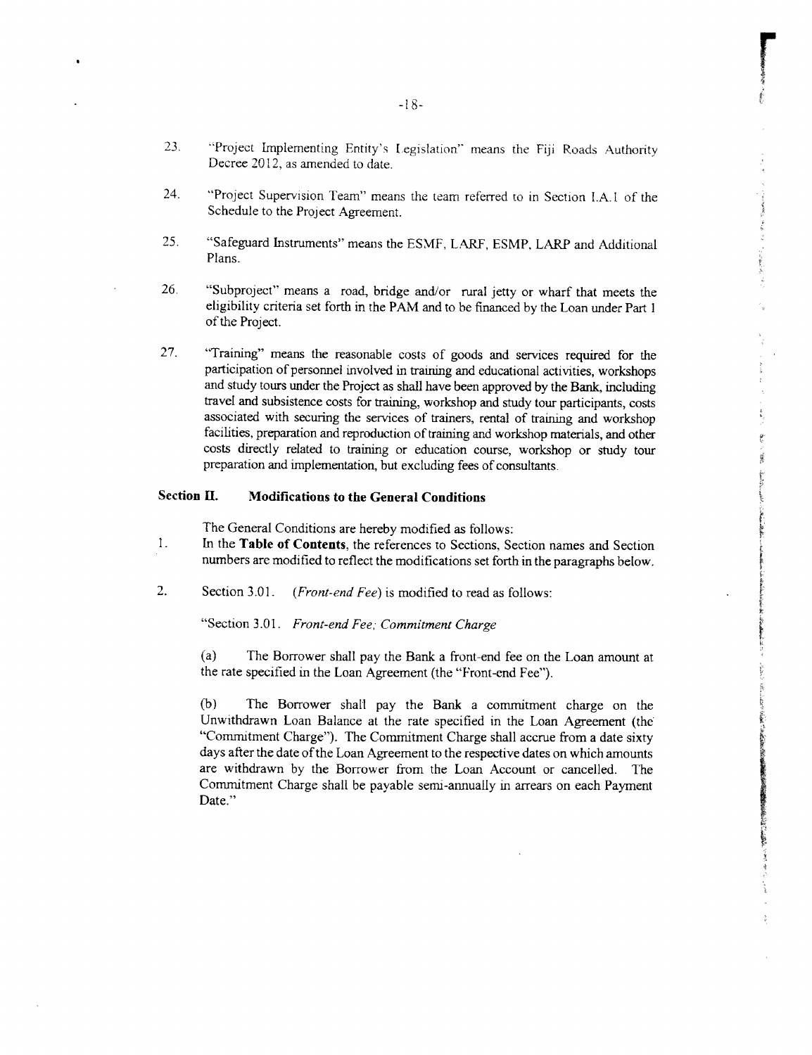23. "Project Implementing Entity's Legislation" means the Fiji Roads Authority Decree 2012, as amended to date.

24. "Project Supervision Team" means the team referred to in Section I.A.1 of the Schedule to the Project Agreement.

25. "Safeguard Instruments" means the ESMF, LARF, ESMP, LARP and Additional Plans.

26. "Subproject" means a road, bridge and/or rural jetty or wharf that meets the eligibility criteria set forth in the PAM and to be financed by the Loan under Part 1 of the Project.

27. "Training" means the reasonable costs of goods and services required for the participation of personnel involved in training and educational activities, workshops and study tours under the Project as shall have been approved by the Bank, including travel and subsistence costs for training, workshop and study tour participants, costs associated with securing the services of trainers, rental of training and workshop facilities, preparation and reproduction of training and workshop materials, and other costs directly related to training or education course, workshop or study tour preparation and implementation, but excluding fees of consultants.

## Section II. Modifications to the General Conditions

The General Conditions are hereby modified as follows:

1. In the **Table of Contents**, the references to Sections, Section names and Section numbers are modified to reflect the modifications set forth in the paragraphs below.

2. Section 3.01. (*Front-end Fee*) is modified to read as follows:

   "Section 3.01. *Front-end Fee; Commitment Charge*

   (a) The Borrower shall pay the Bank a front-end fee on the Loan amount at the rate specified in the Loan Agreement (the "Front-end Fee").

   (b) The Borrower shall pay the Bank a commitment charge on the Unwithdrawn Loan Balance at the rate specified in the Loan Agreement (the "Commitment Charge"). The Commitment Charge shall accrue from a date sixty days after the date of the Loan Agreement to the respective dates on which amounts are withdrawn by the Borrower from the Loan Account or cancelled. The Commitment Charge shall be payable semi-annually in arrears on each Payment Date."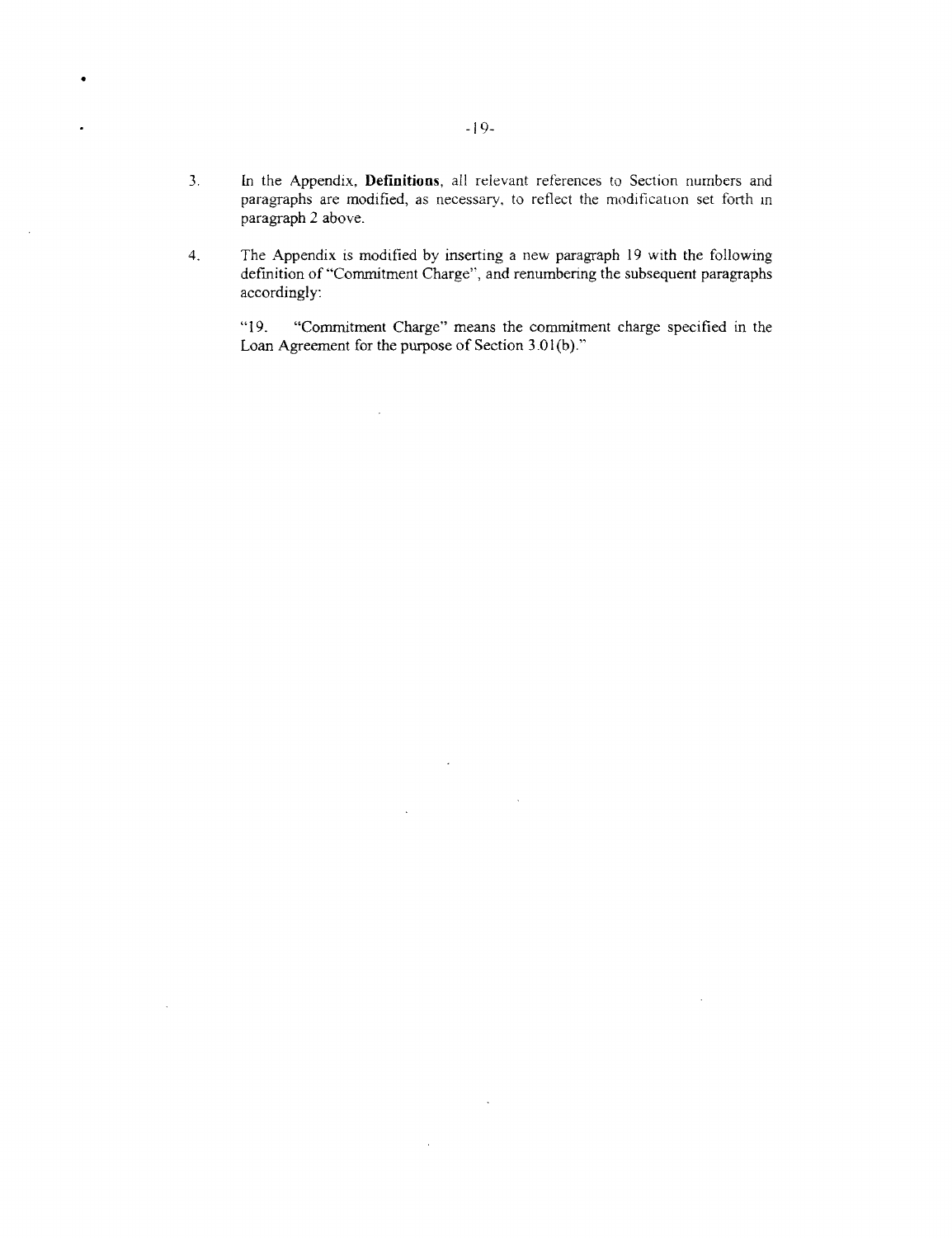3. In the Appendix, **Definitions**, all relevant references to Section numbers and paragraphs are modified, as necessary, to reflect the modification set forth in paragraph 2 above.

4. The Appendix is modified by inserting a new paragraph 19 with the following definition of "Commitment Charge", and renumbering the subsequent paragraphs accordingly:

   "19. "Commitment Charge" means the commitment charge specified in the Loan Agreement for the purpose of Section 3.01(b)."